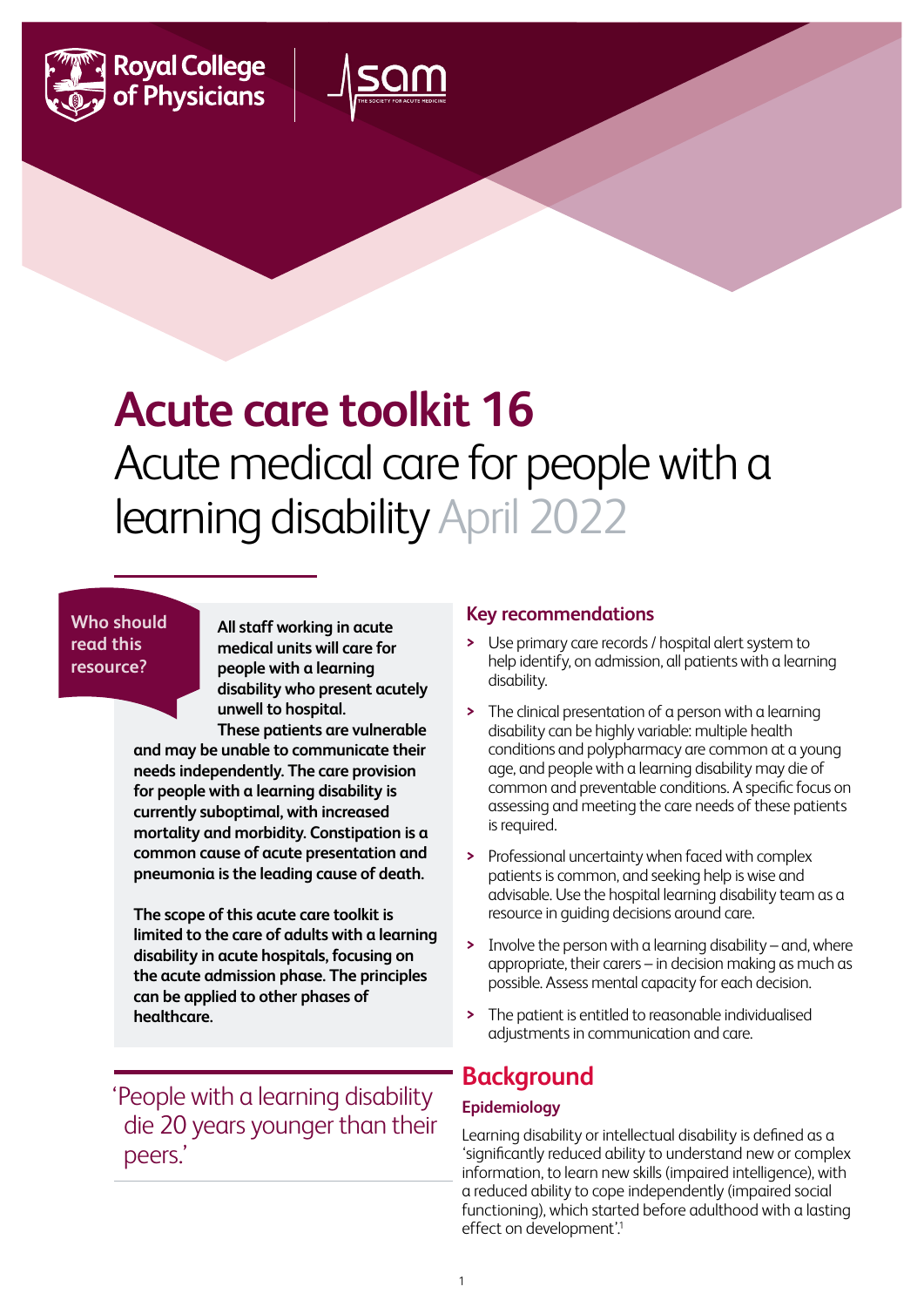Royal College of Physicians

sam

# Acute care toolkit 16

## Acute medical care for people with a learning disability April 2022

**Who should read this resource?**

**All staff working in acute medical units will care for people with a learning disability who present acutely unwell to hospital. These patients are vulnerable and may be unable to communicate their needs independently. The care provision for people with a learning disability is currently suboptimal, with increased mortality and morbidity. Constipation is a common cause of acute presentation and pneumonia is the leading cause of death.**

**The scope of this acute care toolkit is limited to the care of adults with a learning disability in acute hospitals, focusing on the acute admission phase. The principles can be applied to other phases of healthcare.**

'People with a learning disability die 20 years younger than their peers.'

### Key recommendations

- Use primary care records / hospital alert system to help identify, on admission, all patients with a learning disability.
- The clinical presentation of a person with a learning disability can be highly variable: multiple health conditions and polypharmacy are common at a young age, and people with a learning disability may die of common and preventable conditions. A specific focus on assessing and meeting the care needs of these patients is required.
- Professional uncertainty when faced with complex patients is common, and seeking help is wise and advisable. Use the hospital learning disability team as a resource in guiding decisions around care.
- Involve the person with a learning disability – and, where appropriate, their carers – in decision making as much as possible. Assess mental capacity for each decision.
- The patient is entitled to reasonable individualised adjustments in communication and care.

## Background

### Epidemiology

Learning disability or intellectual disability is defined as a 'significantly reduced ability to understand new or complex information, to learn new skills (impaired intelligence), with a reduced ability to cope independently (impaired social functioning), which started before adulthood with a lasting effect on development'.[1]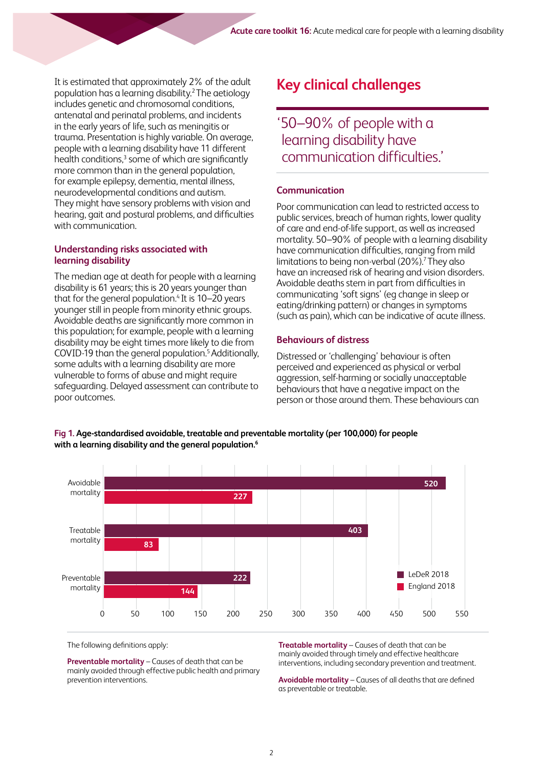It is estimated that approximately 2% of the adult population has a learning disability.[2] The aetiology includes genetic and chromosomal conditions, antenatal and perinatal problems, and incidents in the early years of life, such as meningitis or trauma. Presentation is highly variable. On average, people with a learning disability have 11 different health conditions,[3] some of which are significantly more common than in the general population, for example epilepsy, dementia, mental illness, neurodevelopmental conditions and autism. They might have sensory problems with vision and hearing, gait and postural problems, and difficulties with communication.

### Understanding risks associated with learning disability

The median age at death for people with a learning disability is 61 years; this is 20 years younger than that for the general population.[4] It is 10–20 years younger still in people from minority ethnic groups. Avoidable deaths are significantly more common in this population; for example, people with a learning disability may be eight times more likely to die from COVID-19 than the general population.[5] Additionally, some adults with a learning disability are more vulnerable to forms of abuse and might require safeguarding. Delayed assessment can contribute to poor outcomes.

## Key clinical challenges

> '50–90% of people with a learning disability have communication difficulties.'

### Communication

Poor communication can lead to restricted access to public services, breach of human rights, lower quality of care and end-of-life support, as well as increased mortality. 50–90% of people with a learning disability have communication difficulties, ranging from mild limitations to being non-verbal (20%).[7] They also have an increased risk of hearing and vision disorders. Avoidable deaths stem in part from difficulties in communicating 'soft signs' (eg change in sleep or eating/drinking pattern) or changes in symptoms (such as pain), which can be indicative of acute illness.

### Behaviours of distress

Distressed or 'challenging' behaviour is often perceived and experienced as physical or verbal aggression, self-harming or socially unacceptable behaviours that have a negative impact on the person or those around them. These behaviours can

**Fig 1. Age-standardised avoidable, treatable and preventable mortality (per 100,000) for people with a learning disability and the general population.[6]**

| | LeDeR 2018 | England 2018 |
|---|---|---|
| Avoidable mortality | 520 | 227 |
| Treatable mortality | 403 | 83 |
| Preventable mortality | 222 | 144 |

The following definitions apply:

**Preventable mortality** – Causes of death that can be mainly avoided through effective public health and primary prevention interventions.

**Treatable mortality** – Causes of death that can be mainly avoided through timely and effective healthcare interventions, including secondary prevention and treatment.

**Avoidable mortality** – Causes of all deaths that are defined as preventable or treatable.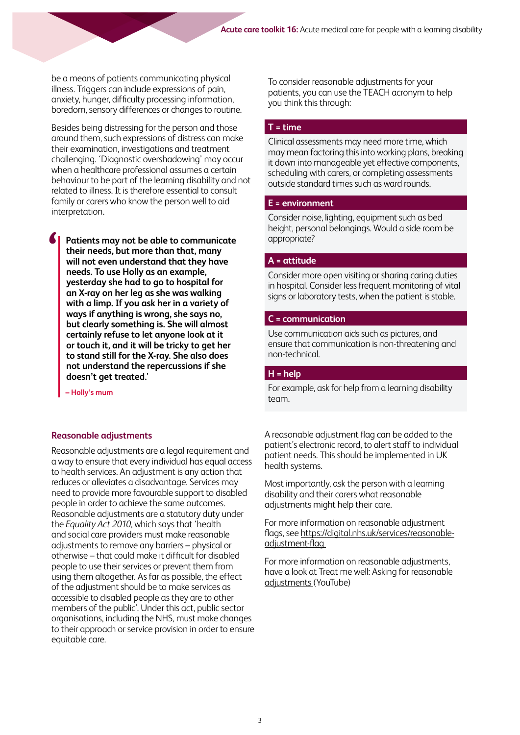be a means of patients communicating physical illness. Triggers can include expressions of pain, anxiety, hunger, difficulty processing information, boredom, sensory differences or changes to routine.

Besides being distressing for the person and those around them, such expressions of distress can make their examination, investigations and treatment challenging. 'Diagnostic overshadowing' may occur when a healthcare professional assumes a certain behaviour to be part of the learning disability and not related to illness. It is therefore essential to consult family or carers who know the person well to aid interpretation.

> **Patients may not be able to communicate their needs, but more than that, many will not even understand that they have needs. To use Holly as an example, yesterday she had to go to hospital for an X-ray on her leg as she was walking with a limp. If you ask her in a variety of ways if anything is wrong, she says no, but clearly something is. She will almost certainly refuse to let anyone look at it or touch it, and it will be tricky to get her to stand still for the X-ray. She also does not understand the repercussions if she doesn't get treated.'**
>
> **– Holly's mum**

## Reasonable adjustments

Reasonable adjustments are a legal requirement and a way to ensure that every individual has equal access to health services. An adjustment is any action that reduces or alleviates a disadvantage. Services may need to provide more favourable support to disabled people in order to achieve the same outcomes. Reasonable adjustments are a statutory duty under the *Equality Act 2010*, which says that 'health and social care providers must make reasonable adjustments to remove any barriers – physical or otherwise – that could make it difficult for disabled people to use their services or prevent them from using them altogether. As far as possible, the effect of the adjustment should be to make services as accessible to disabled people as they are to other members of the public'. Under this act, public sector organisations, including the NHS, must make changes to their approach or service provision in order to ensure equitable care.

To consider reasonable adjustments for your patients, you can use the TEACH acronym to help you think this through:

**T = time**

Clinical assessments may need more time, which may mean factoring this into working plans, breaking it down into manageable yet effective components, scheduling with carers, or completing assessments outside standard times such as ward rounds.

**E = environment**

Consider noise, lighting, equipment such as bed height, personal belongings. Would a side room be appropriate?

**A = attitude**

Consider more open visiting or sharing caring duties in hospital. Consider less frequent monitoring of vital signs or laboratory tests, when the patient is stable.

**C = communication**

Use communication aids such as pictures, and ensure that communication is non-threatening and non-technical.

**H = help**

For example, ask for help from a learning disability team.

A reasonable adjustment flag can be added to the patient's electronic record, to alert staff to individual patient needs. This should be implemented in UK health systems.

Most importantly, ask the person with a learning disability and their carers what reasonable adjustments might help their care.

For more information on reasonable adjustment flags, see https://digital.nhs.uk/services/reasonable-adjustment-flag

For more information on reasonable adjustments, have a look at Treat me well: Asking for reasonable adjustments (YouTube)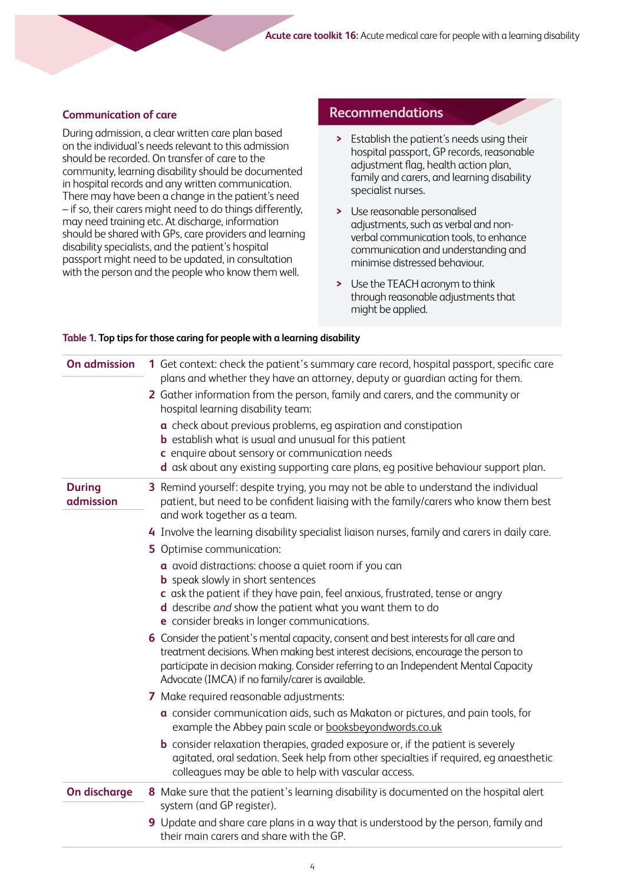### Communication of care

During admission, a clear written care plan based on the individual's needs relevant to this admission should be recorded. On transfer of care to the community, learning disability should be documented in hospital records and any written communication. There may have been a change in the patient's need – if so, their carers might need to do things differently, may need training etc. At discharge, information should be shared with GPs, care providers and learning disability specialists, and the patient's hospital passport might need to be updated, in consultation with the person and the people who know them well.

## Recommendations

- Establish the patient's needs using their hospital passport, GP records, reasonable adjustment flag, health action plan, family and carers, and learning disability specialist nurses.
- Use reasonable personalised adjustments, such as verbal and non-verbal communication tools, to enhance communication and understanding and minimise distressed behaviour.
- Use the TEACH acronym to think through reasonable adjustments that might be applied.

**Table 1. Top tips for those caring for people with a learning disability**

| | |
|---|---|
| **On admission** | **1** Get context: check the patient's summary care record, hospital passport, specific care plans and whether they have an attorney, deputy or guardian acting for them. |
| | **2** Gather information from the person, family and carers, and the community or hospital learning disability team:<br>**a** check about previous problems, eg aspiration and constipation<br>**b** establish what is usual and unusual for this patient<br>**c** enquire about sensory or communication needs<br>**d** ask about any existing supporting care plans, eg positive behaviour support plan. |
| **During admission** | **3** Remind yourself: despite trying, you may not be able to understand the individual patient, but need to be confident liaising with the family/carers who know them best and work together as a team. |
| | **4** Involve the learning disability specialist liaison nurses, family and carers in daily care. |
| | **5** Optimise communication:<br>**a** avoid distractions: choose a quiet room if you can<br>**b** speak slowly in short sentences<br>**c** ask the patient if they have pain, feel anxious, frustrated, tense or angry<br>**d** describe *and* show the patient what you want them to do<br>**e** consider breaks in longer communications. |
| | **6** Consider the patient's mental capacity, consent and best interests for all care and treatment decisions. When making best interest decisions, encourage the person to participate in decision making. Consider referring to an Independent Mental Capacity Advocate (IMCA) if no family/carer is available. |
| | **7** Make required reasonable adjustments:<br>**a** consider communication aids, such as Makaton or pictures, and pain tools, for example the Abbey pain scale or booksbeyondwords.co.uk<br>**b** consider relaxation therapies, graded exposure or, if the patient is severely agitated, oral sedation. Seek help from other specialties if required, eg anaesthetic colleagues may be able to help with vascular access. |
| **On discharge** | **8** Make sure that the patient's learning disability is documented on the hospital alert system (and GP register). |
| | **9** Update and share care plans in a way that is understood by the person, family and their main carers and share with the GP. |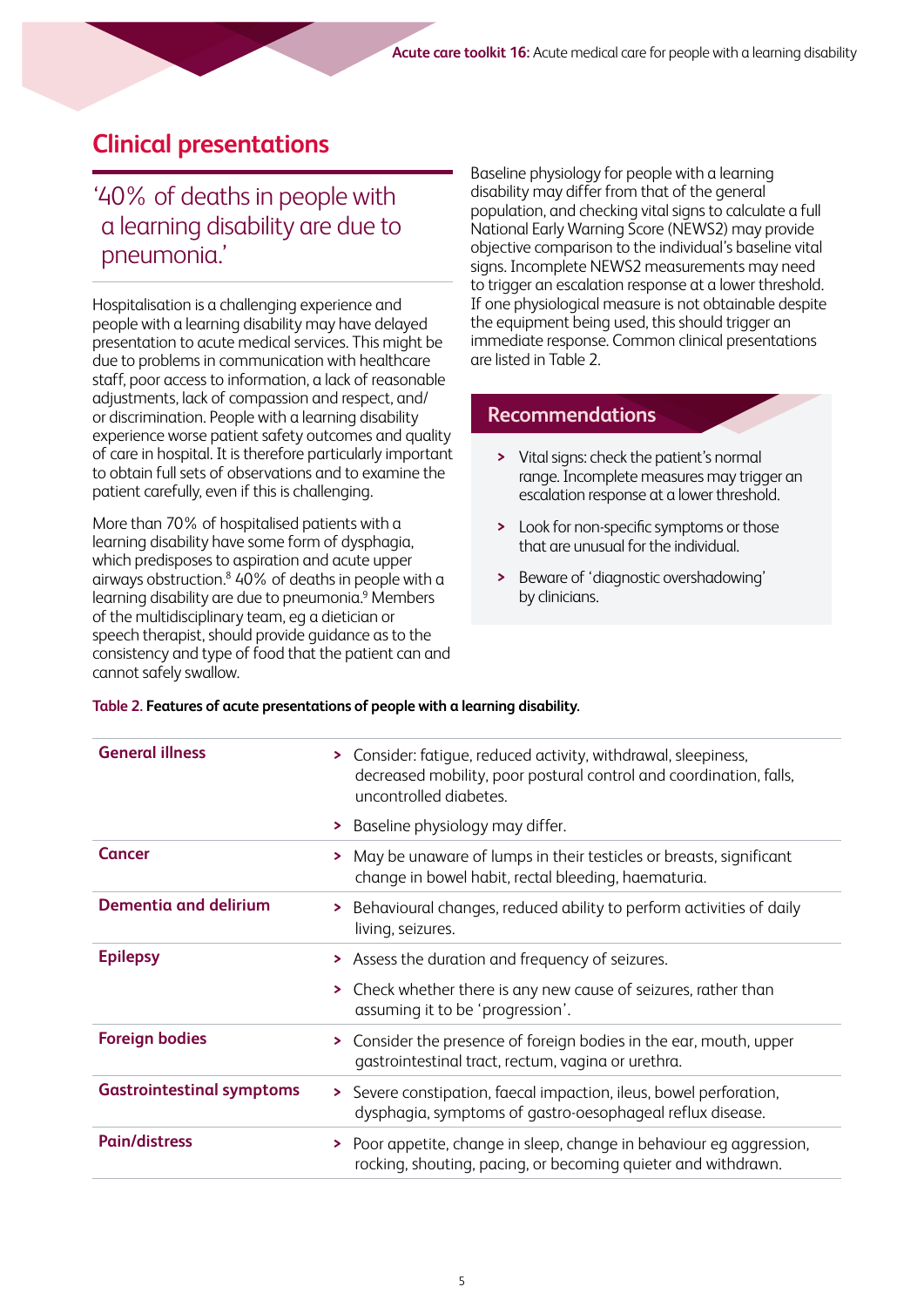## Clinical presentations

> '40% of deaths in people with a learning disability are due to pneumonia.'

Hospitalisation is a challenging experience and people with a learning disability may have delayed presentation to acute medical services. This might be due to problems in communication with healthcare staff, poor access to information, a lack of reasonable adjustments, lack of compassion and respect, and/or discrimination. People with a learning disability experience worse patient safety outcomes and quality of care in hospital. It is therefore particularly important to obtain full sets of observations and to examine the patient carefully, even if this is challenging.

More than 70% of hospitalised patients with a learning disability have some form of dysphagia, which predisposes to aspiration and acute upper airways obstruction.[8] 40% of deaths in people with a learning disability are due to pneumonia.[9] Members of the multidisciplinary team, eg a dietician or speech therapist, should provide guidance as to the consistency and type of food that the patient can and cannot safely swallow.

Baseline physiology for people with a learning disability may differ from that of the general population, and checking vital signs to calculate a full National Early Warning Score (NEWS2) may provide objective comparison to the individual's baseline vital signs. Incomplete NEWS2 measurements may need to trigger an escalation response at a lower threshold. If one physiological measure is not obtainable despite the equipment being used, this should trigger an immediate response. Common clinical presentations are listed in Table 2.

### Recommendations

- Vital signs: check the patient's normal range. Incomplete measures may trigger an escalation response at a lower threshold.
- Look for non-specific symptoms or those that are unusual for the individual.
- Beware of 'diagnostic overshadowing' by clinicians.

**Table 2. Features of acute presentations of people with a learning disability.**

| | |
|---|---|
| **General illness** | > Consider: fatigue, reduced activity, withdrawal, sleepiness, decreased mobility, poor postural control and coordination, falls, uncontrolled diabetes.<br>> Baseline physiology may differ. |
| **Cancer** | > May be unaware of lumps in their testicles or breasts, significant change in bowel habit, rectal bleeding, haematuria. |
| **Dementia and delirium** | > Behavioural changes, reduced ability to perform activities of daily living, seizures. |
| **Epilepsy** | > Assess the duration and frequency of seizures.<br>> Check whether there is any new cause of seizures, rather than assuming it to be 'progression'. |
| **Foreign bodies** | > Consider the presence of foreign bodies in the ear, mouth, upper gastrointestinal tract, rectum, vagina or urethra. |
| **Gastrointestinal symptoms** | > Severe constipation, faecal impaction, ileus, bowel perforation, dysphagia, symptoms of gastro-oesophageal reflux disease. |
| **Pain/distress** | > Poor appetite, change in sleep, change in behaviour eg aggression, rocking, shouting, pacing, or becoming quieter and withdrawn. |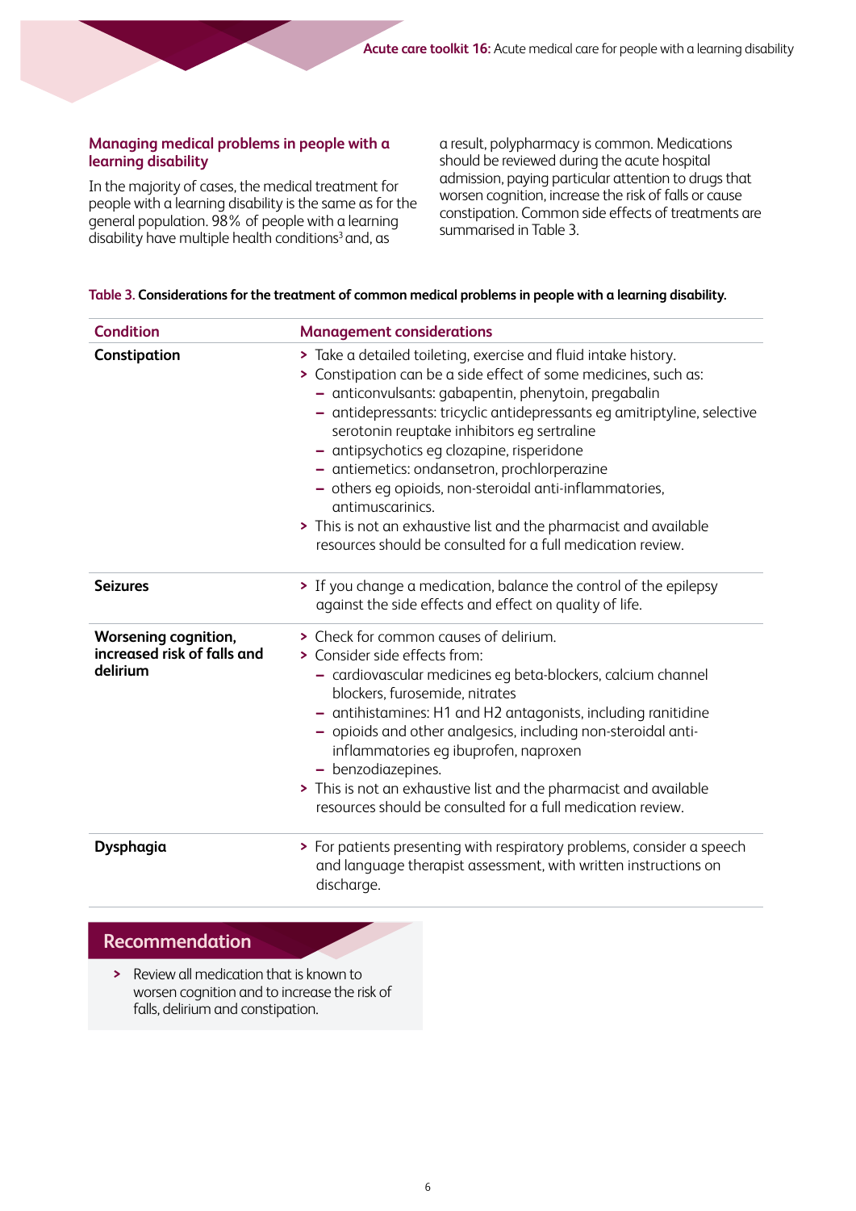## Managing medical problems in people with a learning disability

In the majority of cases, the medical treatment for people with a learning disability is the same as for the general population. 98% of people with a learning disability have multiple health conditions[3] and, as a result, polypharmacy is common. Medications should be reviewed during the acute hospital admission, paying particular attention to drugs that worsen cognition, increase the risk of falls or cause constipation. Common side effects of treatments are summarised in Table 3.

**Table 3. Considerations for the treatment of common medical problems in people with a learning disability.**

| Condition | Management considerations |
|---|---|
| **Constipation** | > Take a detailed toileting, exercise and fluid intake history.<br>> Constipation can be a side effect of some medicines, such as:<br>– anticonvulsants: gabapentin, phenytoin, pregabalin<br>– antidepressants: tricyclic antidepressants eg amitriptyline, selective serotonin reuptake inhibitors eg sertraline<br>– antipsychotics eg clozapine, risperidone<br>– antiemetics: ondansetron, prochlorperazine<br>– others eg opioids, non-steroidal anti-inflammatories, antimuscarinics.<br>> This is not an exhaustive list and the pharmacist and available resources should be consulted for a full medication review. |
| **Seizures** | > If you change a medication, balance the control of the epilepsy against the side effects and effect on quality of life. |
| **Worsening cognition, increased risk of falls and delirium** | > Check for common causes of delirium.<br>> Consider side effects from:<br>– cardiovascular medicines eg beta-blockers, calcium channel blockers, furosemide, nitrates<br>– antihistamines: H1 and H2 antagonists, including ranitidine<br>– opioids and other analgesics, including non-steroidal anti-inflammatories eg ibuprofen, naproxen<br>– benzodiazepines.<br>> This is not an exhaustive list and the pharmacist and available resources should be consulted for a full medication review. |
| **Dysphagia** | > For patients presenting with respiratory problems, consider a speech and language therapist assessment, with written instructions on discharge. |

### Recommendation

- Review all medication that is known to worsen cognition and to increase the risk of falls, delirium and constipation.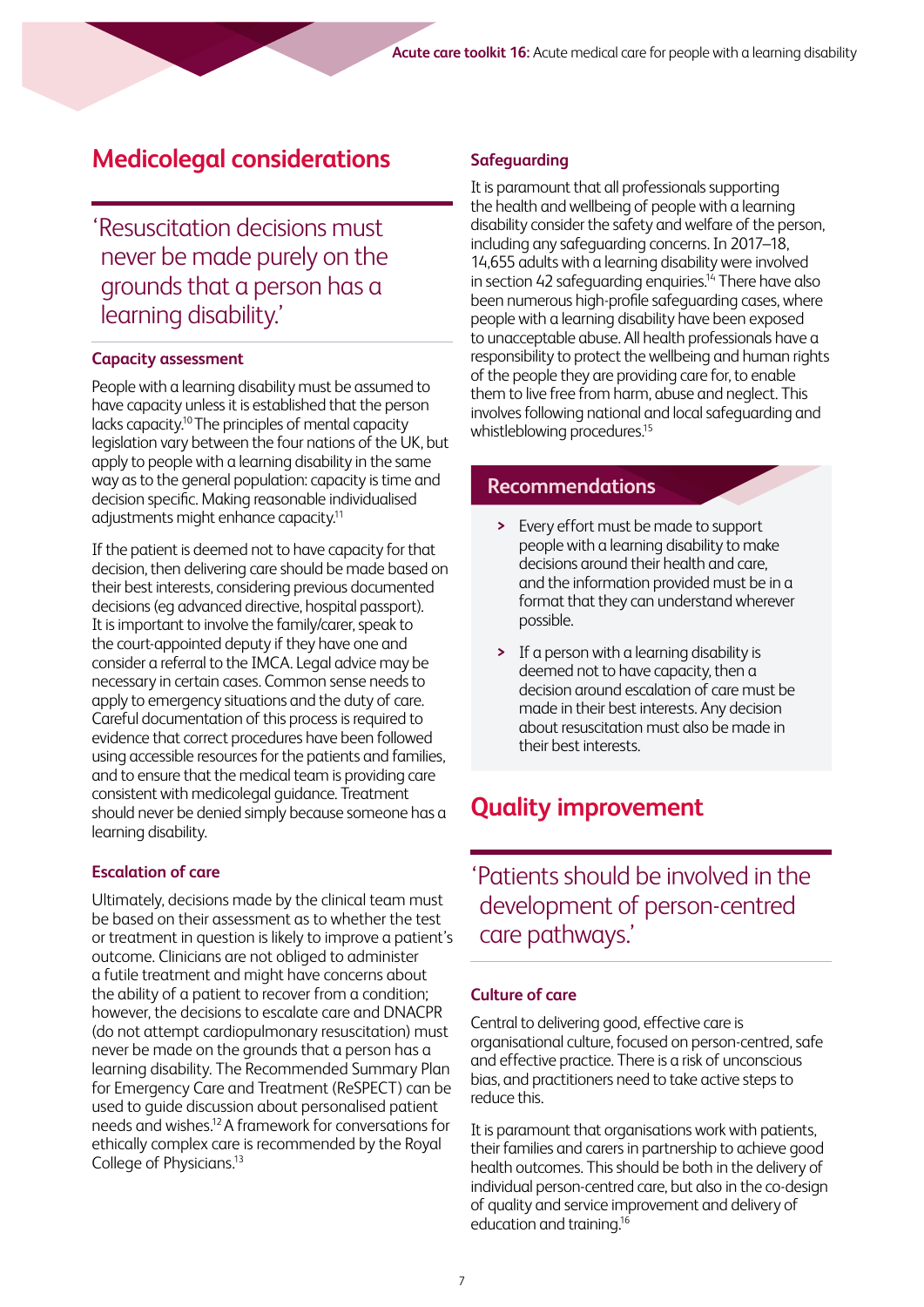## Medicolegal considerations

> 'Resuscitation decisions must never be made purely on the grounds that a person has a learning disability.'

### Capacity assessment

People with a learning disability must be assumed to have capacity unless it is established that the person lacks capacity.[10] The principles of mental capacity legislation vary between the four nations of the UK, but apply to people with a learning disability in the same way as to the general population: capacity is time and decision specific. Making reasonable individualised adjustments might enhance capacity.[11]

If the patient is deemed not to have capacity for that decision, then delivering care should be made based on their best interests, considering previous documented decisions (eg advanced directive, hospital passport). It is important to involve the family/carer, speak to the court-appointed deputy if they have one and consider a referral to the IMCA. Legal advice may be necessary in certain cases. Common sense needs to apply to emergency situations and the duty of care. Careful documentation of this process is required to evidence that correct procedures have been followed using accessible resources for the patients and families, and to ensure that the medical team is providing care consistent with medicolegal guidance. Treatment should never be denied simply because someone has a learning disability.

### Escalation of care

Ultimately, decisions made by the clinical team must be based on their assessment as to whether the test or treatment in question is likely to improve a patient's outcome. Clinicians are not obliged to administer a futile treatment and might have concerns about the ability of a patient to recover from a condition; however, the decisions to escalate care and DNACPR (do not attempt cardiopulmonary resuscitation) must never be made on the grounds that a person has a learning disability. The Recommended Summary Plan for Emergency Care and Treatment (ReSPECT) can be used to guide discussion about personalised patient needs and wishes.[12] A framework for conversations for ethically complex care is recommended by the Royal College of Physicians.[13]

### Safeguarding

It is paramount that all professionals supporting the health and wellbeing of people with a learning disability consider the safety and welfare of the person, including any safeguarding concerns. In 2017–18, 14,655 adults with a learning disability were involved in section 42 safeguarding enquiries.[14] There have also been numerous high-profile safeguarding cases, where people with a learning disability have been exposed to unacceptable abuse. All health professionals have a responsibility to protect the wellbeing and human rights of the people they are providing care for, to enable them to live free from harm, abuse and neglect. This involves following national and local safeguarding and whistleblowing procedures.[15]

### Recommendations

- Every effort must be made to support people with a learning disability to make decisions around their health and care, and the information provided must be in a format that they can understand wherever possible.
- If a person with a learning disability is deemed not to have capacity, then a decision around escalation of care must be made in their best interests. Any decision about resuscitation must also be made in their best interests.

## Quality improvement

> 'Patients should be involved in the development of person-centred care pathways.'

### Culture of care

Central to delivering good, effective care is organisational culture, focused on person-centred, safe and effective practice. There is a risk of unconscious bias, and practitioners need to take active steps to reduce this.

It is paramount that organisations work with patients, their families and carers in partnership to achieve good health outcomes. This should be both in the delivery of individual person-centred care, but also in the co-design of quality and service improvement and delivery of education and training.[16]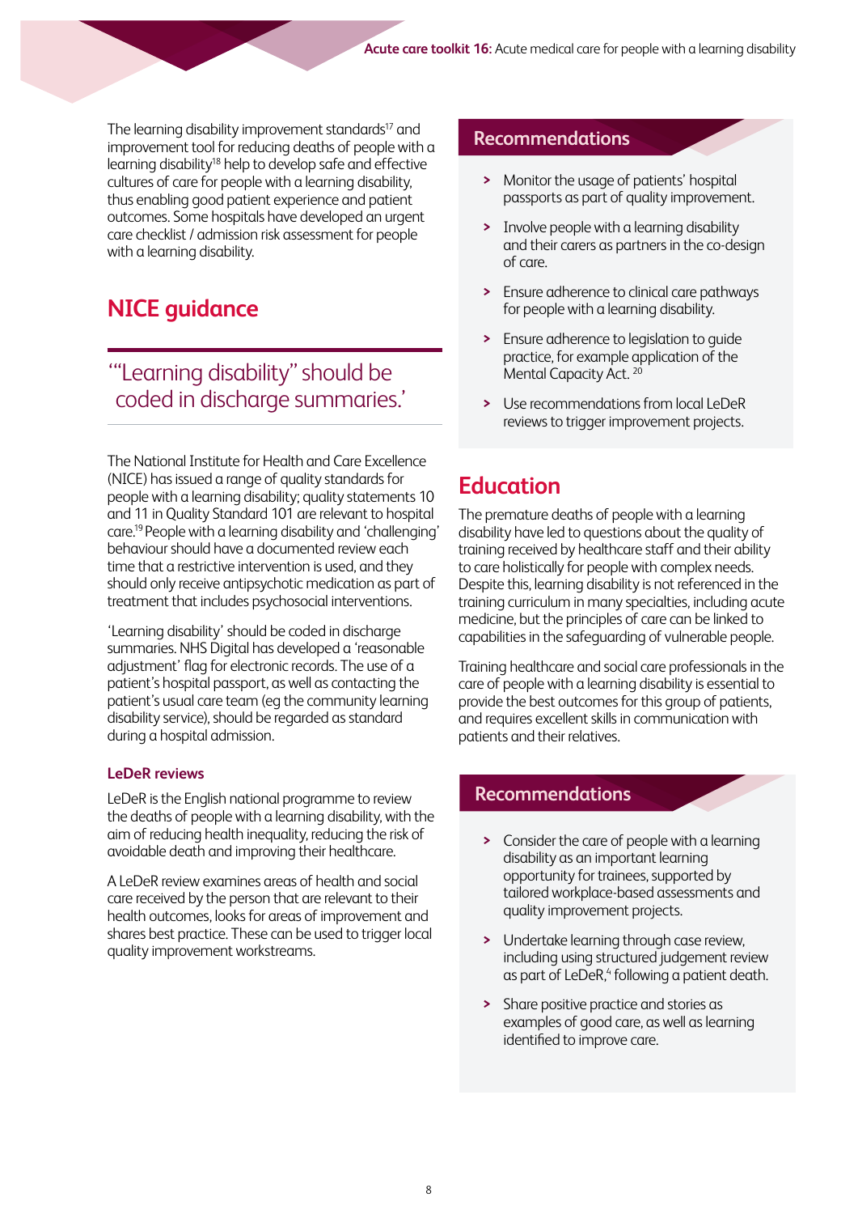The learning disability improvement standards[17] and improvement tool for reducing deaths of people with a learning disability[18] help to develop safe and effective cultures of care for people with a learning disability, thus enabling good patient experience and patient outcomes. Some hospitals have developed an urgent care checklist / admission risk assessment for people with a learning disability.

## NICE guidance

> '"Learning disability" should be coded in discharge summaries.'

The National Institute for Health and Care Excellence (NICE) has issued a range of quality standards for people with a learning disability; quality statements 10 and 11 in Quality Standard 101 are relevant to hospital care.[19] People with a learning disability and 'challenging' behaviour should have a documented review each time that a restrictive intervention is used, and they should only receive antipsychotic medication as part of treatment that includes psychosocial interventions.

'Learning disability' should be coded in discharge summaries. NHS Digital has developed a 'reasonable adjustment' flag for electronic records. The use of a patient's hospital passport, as well as contacting the patient's usual care team (eg the community learning disability service), should be regarded as standard during a hospital admission.

### LeDeR reviews

LeDeR is the English national programme to review the deaths of people with a learning disability, with the aim of reducing health inequality, reducing the risk of avoidable death and improving their healthcare.

A LeDeR review examines areas of health and social care received by the person that are relevant to their health outcomes, looks for areas of improvement and shares best practice. These can be used to trigger local quality improvement workstreams.

### Recommendations

- Monitor the usage of patients' hospital passports as part of quality improvement.
- Involve people with a learning disability and their carers as partners in the co-design of care.
- Ensure adherence to clinical care pathways for people with a learning disability.
- Ensure adherence to legislation to guide practice, for example application of the Mental Capacity Act.[20]
- Use recommendations from local LeDeR reviews to trigger improvement projects.

## Education

The premature deaths of people with a learning disability have led to questions about the quality of training received by healthcare staff and their ability to care holistically for people with complex needs. Despite this, learning disability is not referenced in the training curriculum in many specialties, including acute medicine, but the principles of care can be linked to capabilities in the safeguarding of vulnerable people.

Training healthcare and social care professionals in the care of people with a learning disability is essential to provide the best outcomes for this group of patients, and requires excellent skills in communication with patients and their relatives.

### Recommendations

- Consider the care of people with a learning disability as an important learning opportunity for trainees, supported by tailored workplace-based assessments and quality improvement projects.
- Undertake learning through case review, including using structured judgement review as part of LeDeR,[4] following a patient death.
- Share positive practice and stories as examples of good care, as well as learning identified to improve care.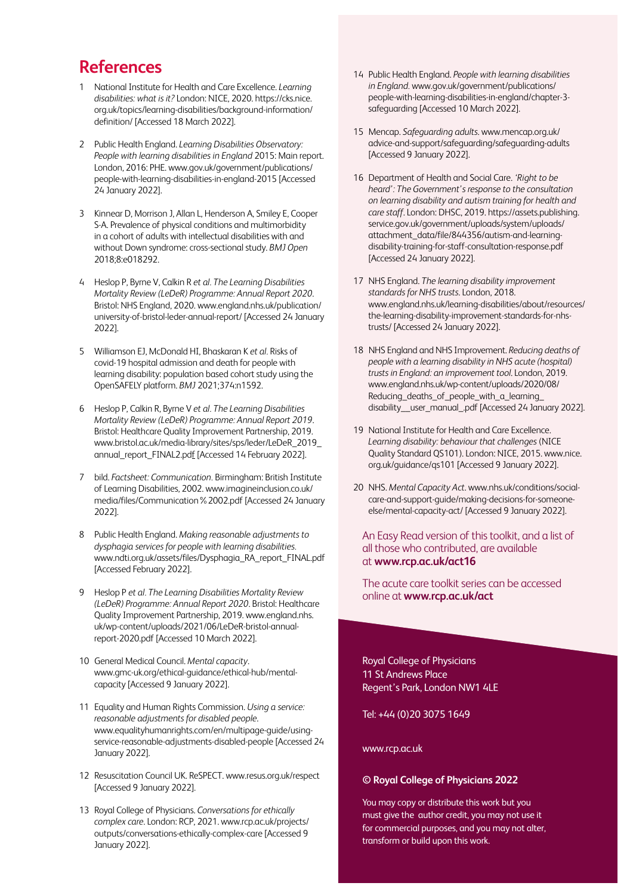# References

1. National Institute for Health and Care Excellence. *Learning disabilities: what is it?* London: NICE, 2020. https://cks.nice.org.uk/topics/learning-disabilities/background-information/definition/ [Accessed 18 March 2022].

2. Public Health England. *Learning Disabilities Observatory: People with learning disabilities in England* 2015: Main report. London, 2016: PHE. www.gov.uk/government/publications/people-with-learning-disabilities-in-england-2015 [Accessed 24 January 2022].

3. Kinnear D, Morrison J, Allan L, Henderson A, Smiley E, Cooper S-A. Prevalence of physical conditions and multimorbidity in a cohort of adults with intellectual disabilities with and without Down syndrome: cross-sectional study. *BMJ Open* 2018;8:e018292.

4. Heslop P, Byrne V, Calkin R *et al*. *The Learning Disabilities Mortality Review (LeDeR) Programme: Annual Report 2020*. Bristol: NHS England, 2020. www.england.nhs.uk/publication/university-of-bristol-leder-annual-report/ [Accessed 24 January 2022].

5. Williamson EJ, McDonald HI, Bhaskaran K *et al*. Risks of covid-19 hospital admission and death for people with learning disability: population based cohort study using the OpenSAFELY platform. *BMJ* 2021;374:n1592.

6. Heslop P, Calkin R, Byrne V *et al*. *The Learning Disabilities Mortality Review (LeDeR) Programme: Annual Report 2019*. Bristol: Healthcare Quality Improvement Partnership, 2019. www.bristol.ac.uk/media-library/sites/sps/leder/LeDeR_2019_annual_report_FINAL2.pdf [Accessed 14 February 2022].

7. bild. *Factsheet: Communication*. Birmingham: British Institute of Learning Disabilities, 2002. www.imagineinclusion.co.uk/media/files/Communication%2002.pdf [Accessed 24 January 2022].

8. Public Health England. *Making reasonable adjustments to dysphagia services for people with learning disabilities*. www.ndti.org.uk/assets/files/Dysphagia_RA_report_FINAL.pdf [Accessed February 2022].

9. Heslop P *et al*. *The Learning Disabilities Mortality Review (LeDeR) Programme: Annual Report 2020*. Bristol: Healthcare Quality Improvement Partnership, 2019. www.england.nhs.uk/wp-content/uploads/2021/06/LeDeR-bristol-annual-report-2020.pdf [Accessed 10 March 2022].

10. General Medical Council. *Mental capacity*. www.gmc-uk.org/ethical-guidance/ethical-hub/mental-capacity [Accessed 9 January 2022].

11. Equality and Human Rights Commission. *Using a service: reasonable adjustments for disabled people*. www.equalityhumanrights.com/en/multipage-guide/using-service-reasonable-adjustments-disabled-people [Accessed 24 January 2022].

12. Resuscitation Council UK. ReSPECT. www.resus.org.uk/respect [Accessed 9 January 2022].

13. Royal College of Physicians. *Conversations for ethically complex care*. London: RCP, 2021. www.rcp.ac.uk/projects/outputs/conversations-ethically-complex-care [Accessed 9 January 2022].

14. Public Health England. *People with learning disabilities in England*. www.gov.uk/government/publications/people-with-learning-disabilities-in-england/chapter-3-safeguarding [Accessed 10 March 2022].

15. Mencap. *Safeguarding adults*. www.mencap.org.uk/advice-and-support/safeguarding/safeguarding-adults [Accessed 9 January 2022].

16. Department of Health and Social Care. *'Right to be heard': The Government's response to the consultation on learning disability and autism training for health and care staff*. London: DHSC, 2019. https://assets.publishing.service.gov.uk/government/uploads/system/uploads/attachment_data/file/844356/autism-and-learning-disability-training-for-staff-consultation-response.pdf [Accessed 24 January 2022].

17. NHS England. *The learning disability improvement standards for NHS trusts*. London, 2018. www.england.nhs.uk/learning-disabilities/about/resources/the-learning-disability-improvement-standards-for-nhs-trusts/ [Accessed 24 January 2022].

18. NHS England and NHS Improvement. *Reducing deaths of people with a learning disability in NHS acute (hospital) trusts in England: an improvement tool*. London, 2019. www.england.nhs.uk/wp-content/uploads/2020/08/Reducing_deaths_of_people_with_a_learning_disability__user_manual_.pdf [Accessed 24 January 2022].

19. National Institute for Health and Care Excellence. *Learning disability: behaviour that challenges* (NICE Quality Standard QS101). London: NICE, 2015. www.nice.org.uk/guidance/qs101 [Accessed 9 January 2022].

20. NHS. *Mental Capacity Act*. www.nhs.uk/conditions/social-care-and-support-guide/making-decisions-for-someone-else/mental-capacity-act/ [Accessed 9 January 2022].

An Easy Read version of this toolkit, and a list of all those who contributed, are available at **www.rcp.ac.uk/act16**

The acute care toolkit series can be accessed online at **www.rcp.ac.uk/act**

Royal College of Physicians
11 St Andrews Place
Regent's Park, London NW1 4LE

Tel: +44 (0)20 3075 1649

www.rcp.ac.uk

**© Royal College of Physicians 2022**

You may copy or distribute this work but you must give the author credit, you may not use it for commercial purposes, and you may not alter, transform or build upon this work.